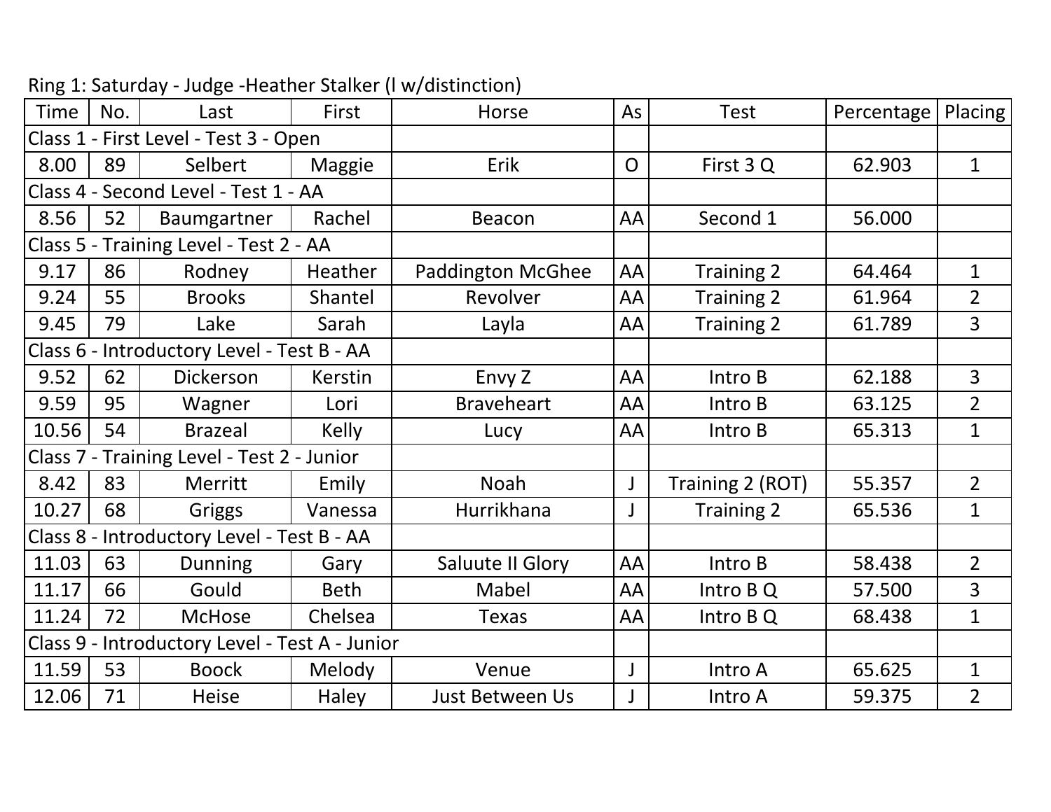Ring 1: Saturday - Judge -Heather Stalker (l w/distinction)

| Time | No. | Last | First | Horse | As | Test | Percentage | Placing |
|---|---|---|---|---|---|---|---|---|
| Class 1 - First Level - Test 3 - Open | | | | | | | | |
| 8.00 | 89 | Selbert | Maggie | Erik | O | First 3 Q | 62.903 | 1 |
| Class 4 - Second Level - Test 1 - AA | | | | | | | | |
| 8.56 | 52 | Baumgartner | Rachel | Beacon | AA | Second 1 | 56.000 | |
| Class 5 - Training Level - Test 2 - AA | | | | | | | | |
| 9.17 | 86 | Rodney | Heather | Paddington McGhee | AA | Training 2 | 64.464 | 1 |
| 9.24 | 55 | Brooks | Shantel | Revolver | AA | Training 2 | 61.964 | 2 |
| 9.45 | 79 | Lake | Sarah | Layla | AA | Training 2 | 61.789 | 3 |
| Class 6 - Introductory Level - Test B - AA | | | | | | | | |
| 9.52 | 62 | Dickerson | Kerstin | Envy Z | AA | Intro B | 62.188 | 3 |
| 9.59 | 95 | Wagner | Lori | Braveheart | AA | Intro B | 63.125 | 2 |
| 10.56 | 54 | Brazeal | Kelly | Lucy | AA | Intro B | 65.313 | 1 |
| Class 7 - Training Level - Test 2 - Junior | | | | | | | | |
| 8.42 | 83 | Merritt | Emily | Noah | J | Training 2 (ROT) | 55.357 | 2 |
| 10.27 | 68 | Griggs | Vanessa | Hurrikhana | J | Training 2 | 65.536 | 1 |
| Class 8 - Introductory Level - Test B - AA | | | | | | | | |
| 11.03 | 63 | Dunning | Gary | Saluute II Glory | AA | Intro B | 58.438 | 2 |
| 11.17 | 66 | Gould | Beth | Mabel | AA | Intro B Q | 57.500 | 3 |
| 11.24 | 72 | McHose | Chelsea | Texas | AA | Intro B Q | 68.438 | 1 |
| Class 9 - Introductory Level - Test A - Junior | | | | | | | | |
| 11.59 | 53 | Boock | Melody | Venue | J | Intro A | 65.625 | 1 |
| 12.06 | 71 | Heise | Haley | Just Between Us | J | Intro A | 59.375 | 2 |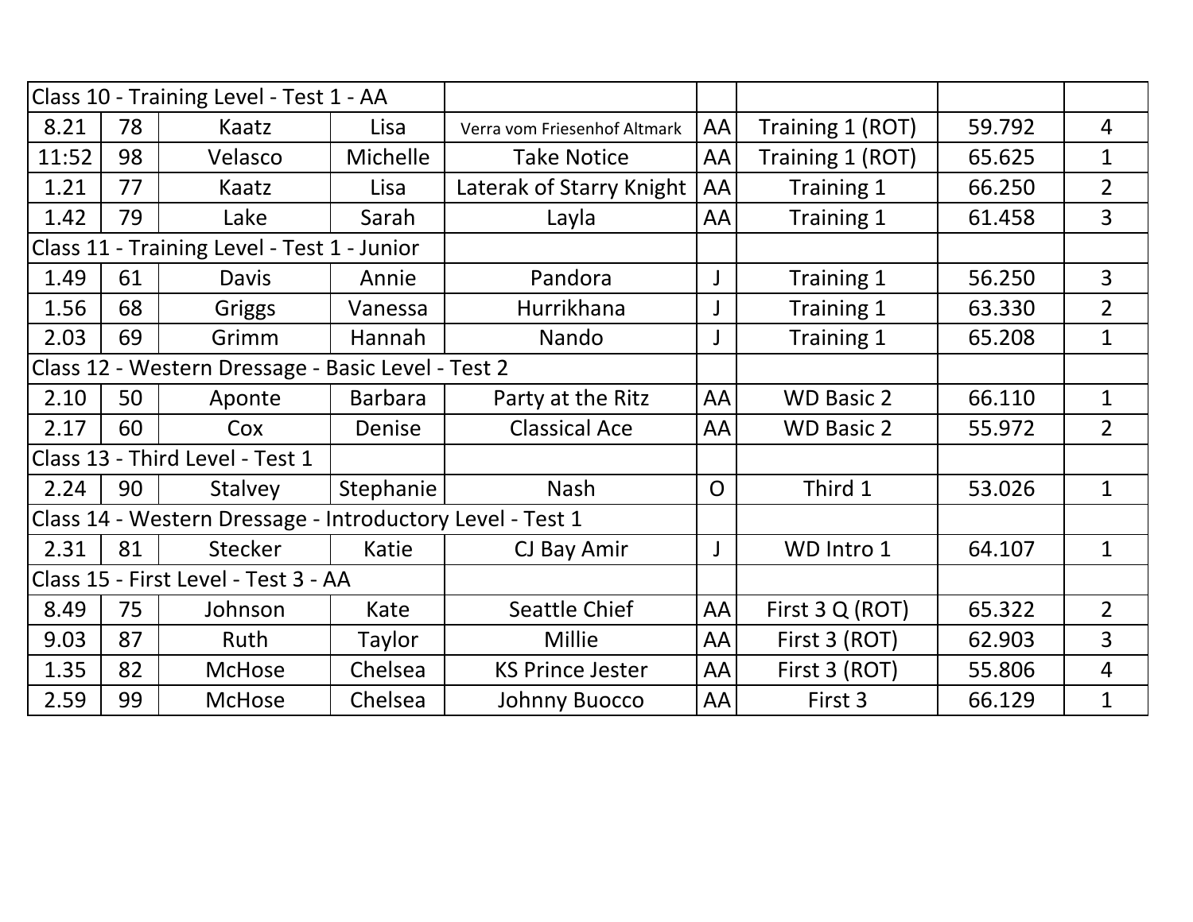| Class 10 - Training Level - Test 1 - AA | | | | | | | | |
|---|---|---|---|---|---|---|---|---|
| 8.21 | 78 | Kaatz | Lisa | Verra vom Friesenhof Altmark | AA | Training 1 (ROT) | 59.792 | 4 |
| 11:52 | 98 | Velasco | Michelle | Take Notice | AA | Training 1 (ROT) | 65.625 | 1 |
| 1.21 | 77 | Kaatz | Lisa | Laterak of Starry Knight | AA | Training 1 | 66.250 | 2 |
| 1.42 | 79 | Lake | Sarah | Layla | AA | Training 1 | 61.458 | 3 |
| Class 11 - Training Level - Test 1 - Junior | | | | | | | | |
| 1.49 | 61 | Davis | Annie | Pandora | J | Training 1 | 56.250 | 3 |
| 1.56 | 68 | Griggs | Vanessa | Hurrikhana | J | Training 1 | 63.330 | 2 |
| 2.03 | 69 | Grimm | Hannah | Nando | J | Training 1 | 65.208 | 1 |
| Class 12 - Western Dressage - Basic Level - Test 2 | | | | | | | | |
| 2.10 | 50 | Aponte | Barbara | Party at the Ritz | AA | WD Basic 2 | 66.110 | 1 |
| 2.17 | 60 | Cox | Denise | Classical Ace | AA | WD Basic 2 | 55.972 | 2 |
| Class 13 - Third Level - Test 1 | | | | | | | | |
| 2.24 | 90 | Stalvey | Stephanie | Nash | O | Third 1 | 53.026 | 1 |
| Class 14 - Western Dressage - Introductory Level - Test 1 | | | | | | | | |
| 2.31 | 81 | Stecker | Katie | CJ Bay Amir | J | WD Intro 1 | 64.107 | 1 |
| Class 15 - First Level - Test 3 - AA | | | | | | | | |
| 8.49 | 75 | Johnson | Kate | Seattle Chief | AA | First 3 Q (ROT) | 65.322 | 2 |
| 9.03 | 87 | Ruth | Taylor | Millie | AA | First 3 (ROT) | 62.903 | 3 |
| 1.35 | 82 | McHose | Chelsea | KS Prince Jester | AA | First 3 (ROT) | 55.806 | 4 |
| 2.59 | 99 | McHose | Chelsea | Johnny Buocco | AA | First 3 | 66.129 | 1 |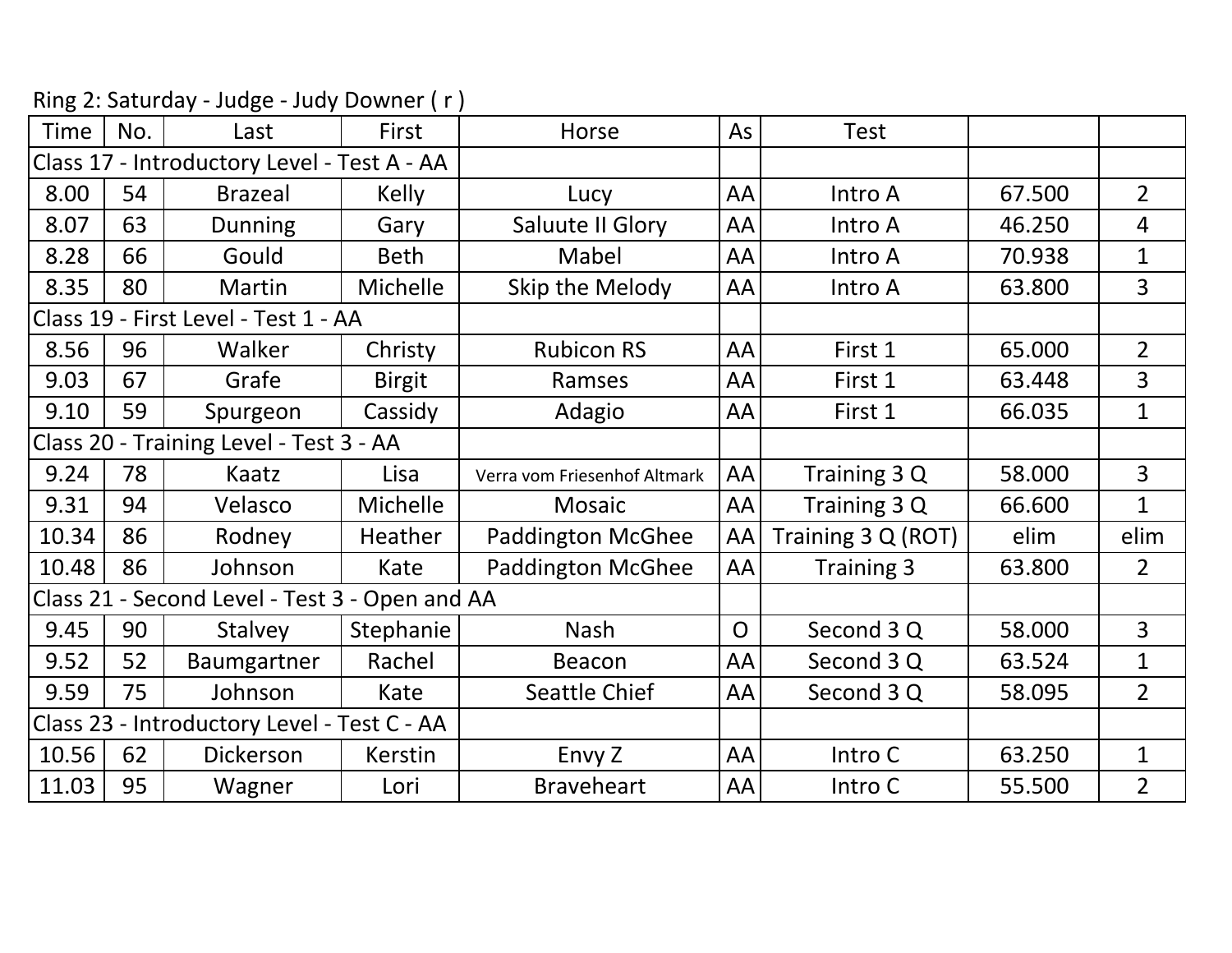Ring 2: Saturday - Judge - Judy Downer ( r )

| Time | No. | Last | First | Horse | As | Test | | |
|---|---|---|---|---|---|---|---|---|
| Class 17 - Introductory Level - Test A - AA | | | | | | | | |
| 8.00 | 54 | Brazeal | Kelly | Lucy | AA | Intro A | 67.500 | 2 |
| 8.07 | 63 | Dunning | Gary | Saluute II Glory | AA | Intro A | 46.250 | 4 |
| 8.28 | 66 | Gould | Beth | Mabel | AA | Intro A | 70.938 | 1 |
| 8.35 | 80 | Martin | Michelle | Skip the Melody | AA | Intro A | 63.800 | 3 |
| Class 19 - First Level - Test 1 - AA | | | | | | | | |
| 8.56 | 96 | Walker | Christy | Rubicon RS | AA | First 1 | 65.000 | 2 |
| 9.03 | 67 | Grafe | Birgit | Ramses | AA | First 1 | 63.448 | 3 |
| 9.10 | 59 | Spurgeon | Cassidy | Adagio | AA | First 1 | 66.035 | 1 |
| Class 20 - Training Level - Test 3 - AA | | | | | | | | |
| 9.24 | 78 | Kaatz | Lisa | Verra vom Friesenhof Altmark | AA | Training 3 Q | 58.000 | 3 |
| 9.31 | 94 | Velasco | Michelle | Mosaic | AA | Training 3 Q | 66.600 | 1 |
| 10.34 | 86 | Rodney | Heather | Paddington McGhee | AA | Training 3 Q (ROT) | elim | elim |
| 10.48 | 86 | Johnson | Kate | Paddington McGhee | AA | Training 3 | 63.800 | 2 |
| Class 21 - Second Level - Test 3 - Open and AA | | | | | | | | |
| 9.45 | 90 | Stalvey | Stephanie | Nash | O | Second 3 Q | 58.000 | 3 |
| 9.52 | 52 | Baumgartner | Rachel | Beacon | AA | Second 3 Q | 63.524 | 1 |
| 9.59 | 75 | Johnson | Kate | Seattle Chief | AA | Second 3 Q | 58.095 | 2 |
| Class 23 - Introductory Level - Test C - AA | | | | | | | | |
| 10.56 | 62 | Dickerson | Kerstin | Envy Z | AA | Intro C | 63.250 | 1 |
| 11.03 | 95 | Wagner | Lori | Braveheart | AA | Intro C | 55.500 | 2 |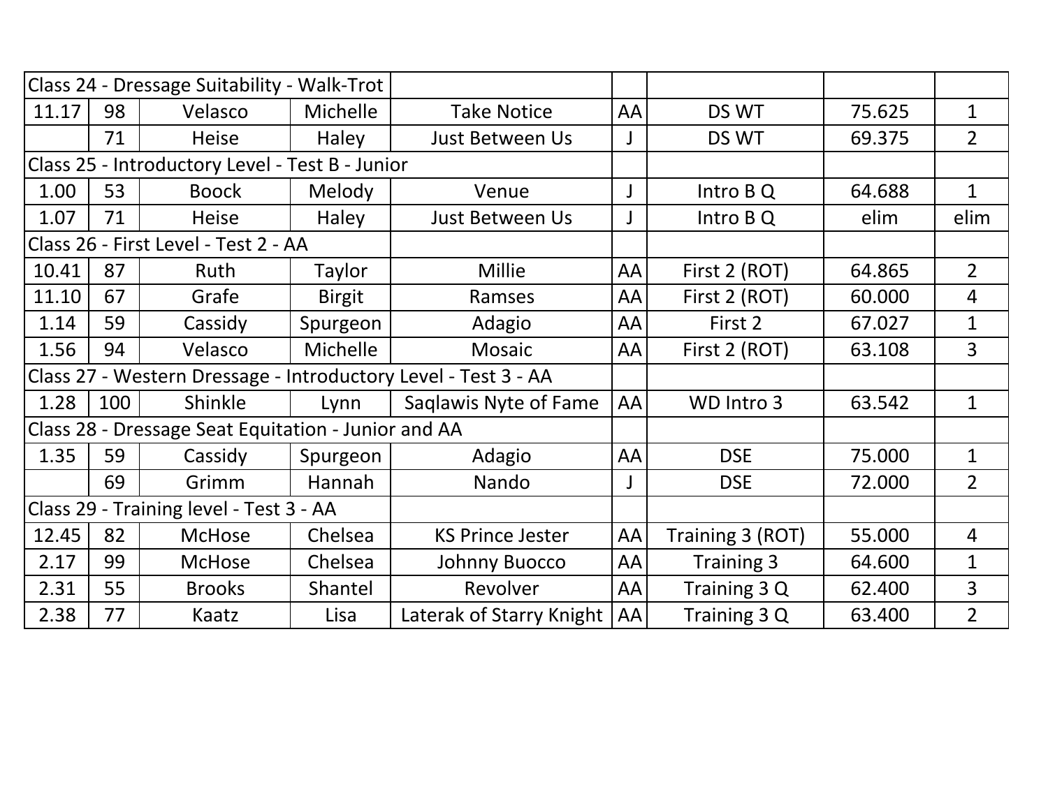| Class 24 - Dressage Suitability - Walk-Trot | | | | | | | | |
|---|---|---|---|---|---|---|---|---|
| 11.17 | 98 | Velasco | Michelle | Take Notice | AA | DS WT | 75.625 | 1 |
| | 71 | Heise | Haley | Just Between Us | J | DS WT | 69.375 | 2 |
| Class 25 - Introductory Level - Test B - Junior | | | | | | | | |
| 1.00 | 53 | Boock | Melody | Venue | J | Intro B Q | 64.688 | 1 |
| 1.07 | 71 | Heise | Haley | Just Between Us | J | Intro B Q | elim | elim |
| Class 26 - First Level - Test 2 - AA | | | | | | | | |
| 10.41 | 87 | Ruth | Taylor | Millie | AA | First 2 (ROT) | 64.865 | 2 |
| 11.10 | 67 | Grafe | Birgit | Ramses | AA | First 2 (ROT) | 60.000 | 4 |
| 1.14 | 59 | Cassidy | Spurgeon | Adagio | AA | First 2 | 67.027 | 1 |
| 1.56 | 94 | Velasco | Michelle | Mosaic | AA | First 2 (ROT) | 63.108 | 3 |
| Class 27 - Western Dressage - Introductory Level - Test 3 - AA | | | | | | | | |
| 1.28 | 100 | Shinkle | Lynn | Saqlawis Nyte of Fame | AA | WD Intro 3 | 63.542 | 1 |
| Class 28 - Dressage Seat Equitation - Junior and AA | | | | | | | | |
| 1.35 | 59 | Cassidy | Spurgeon | Adagio | AA | DSE | 75.000 | 1 |
| | 69 | Grimm | Hannah | Nando | J | DSE | 72.000 | 2 |
| Class 29 - Training level - Test 3 - AA | | | | | | | | |
| 12.45 | 82 | McHose | Chelsea | KS Prince Jester | AA | Training 3 (ROT) | 55.000 | 4 |
| 2.17 | 99 | McHose | Chelsea | Johnny Buocco | AA | Training 3 | 64.600 | 1 |
| 2.31 | 55 | Brooks | Shantel | Revolver | AA | Training 3 Q | 62.400 | 3 |
| 2.38 | 77 | Kaatz | Lisa | Laterak of Starry Knight | AA | Training 3 Q | 63.400 | 2 |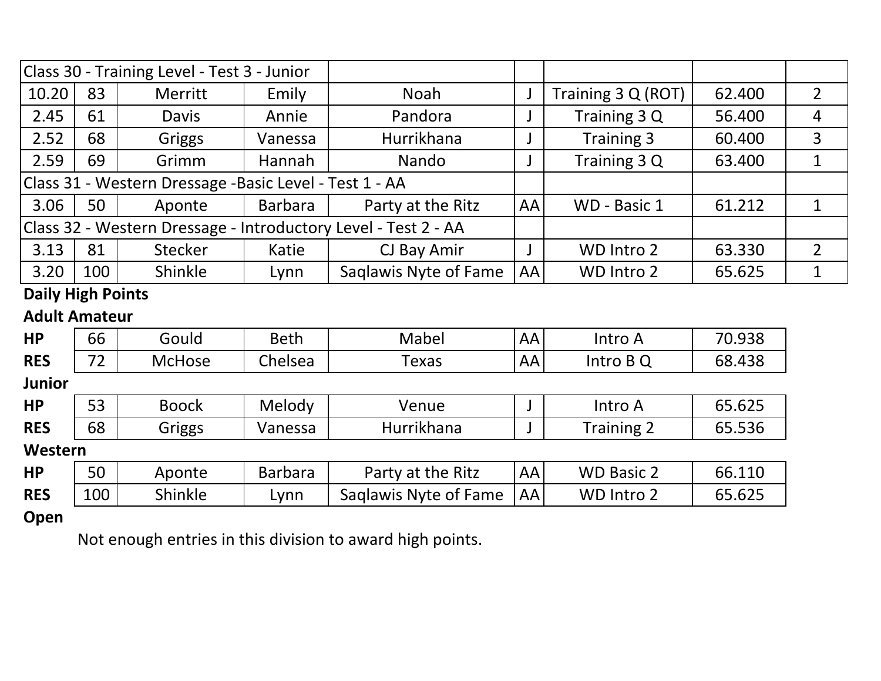| | | | | | | | | |
|---|---|---|---|---|---|---|---|---|
| Class 30 - Training Level - Test 3 - Junior | | | | | | | | |
| 10.20 | 83 | Merritt | Emily | Noah | J | Training 3 Q (ROT) | 62.400 | 2 |
| 2.45 | 61 | Davis | Annie | Pandora | J | Training 3 Q | 56.400 | 4 |
| 2.52 | 68 | Griggs | Vanessa | Hurrikhana | J | Training 3 | 60.400 | 3 |
| 2.59 | 69 | Grimm | Hannah | Nando | J | Training 3 Q | 63.400 | 1 |
| Class 31 - Western Dressage -Basic Level - Test 1 - AA | | | | | | | | |
| 3.06 | 50 | Aponte | Barbara | Party at the Ritz | AA | WD - Basic 1 | 61.212 | 1 |
| Class 32 - Western Dressage - Introductory Level - Test 2 - AA | | | | | | | | |
| 3.13 | 81 | Stecker | Katie | CJ Bay Amir | J | WD Intro 2 | 63.330 | 2 |
| 3.20 | 100 | Shinkle | Lynn | Saqlawis Nyte of Fame | AA | WD Intro 2 | 65.625 | 1 |

**Daily High Points**

**Adult Amateur**

| | | | | | | | |
|---|---|---|---|---|---|---|---|
| **HP** | 66 | Gould | Beth | Mabel | AA | Intro A | 70.938 |
| **RES** | 72 | McHose | Chelsea | Texas | AA | Intro B Q | 68.438 |

**Junior**

| | | | | | | | |
|---|---|---|---|---|---|---|---|
| **HP** | 53 | Boock | Melody | Venue | J | Intro A | 65.625 |
| **RES** | 68 | Griggs | Vanessa | Hurrikhana | J | Training 2 | 65.536 |

**Western**

| | | | | | | | |
|---|---|---|---|---|---|---|---|
| **HP** | 50 | Aponte | Barbara | Party at the Ritz | AA | WD Basic 2 | 66.110 |
| **RES** | 100 | Shinkle | Lynn | Saqlawis Nyte of Fame | AA | WD Intro 2 | 65.625 |

**Open**

Not enough entries in this division to award high points.